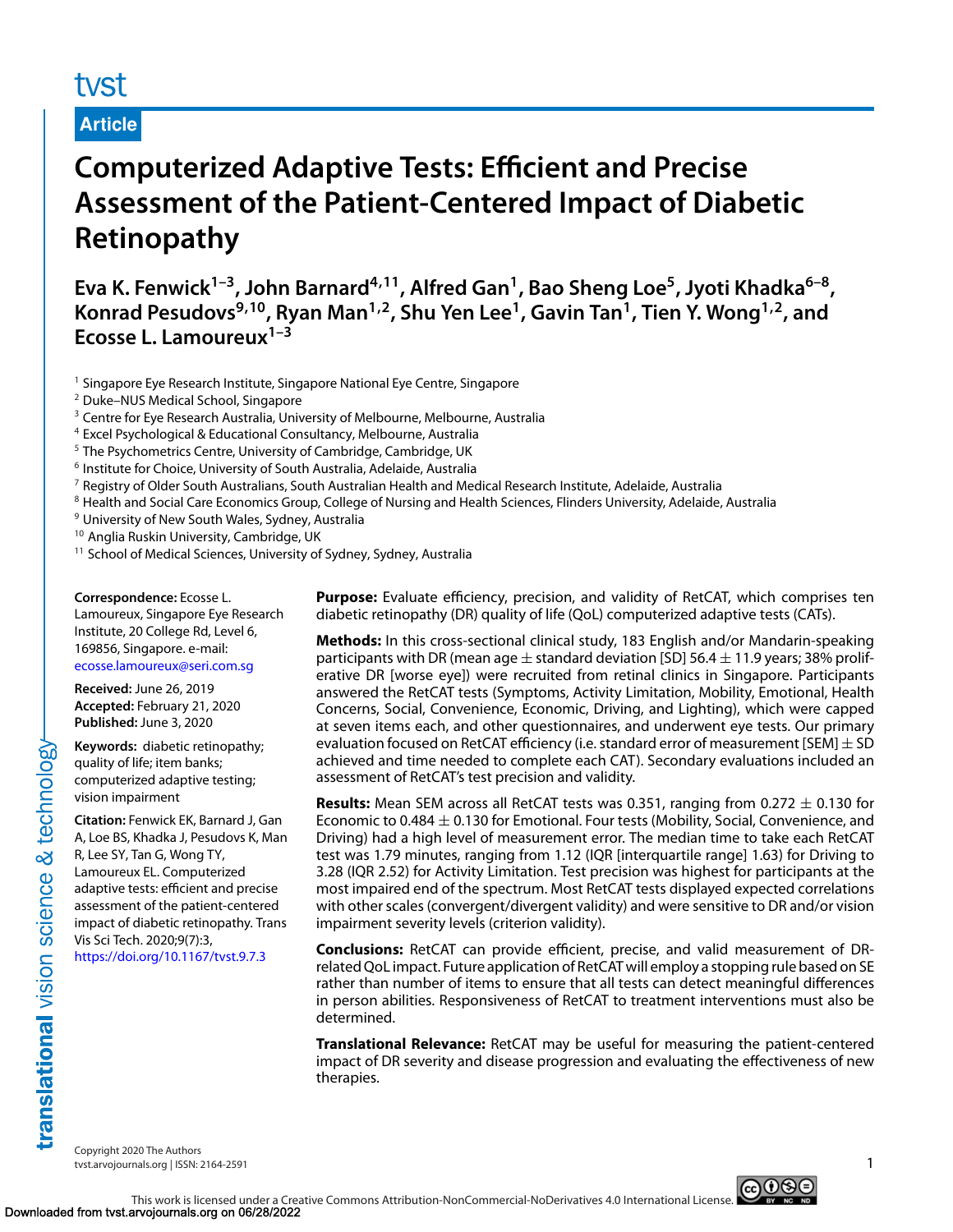tvst

Article

# Computerized Adaptive Tests: Efficient and Precise Assessment of the Patient-Centered Impact of Diabetic Retinopathy

**Eva K. Fenwick[1–3], John Barnard[4,11], Alfred Gan[1], Bao Sheng Loe[5], Jyoti Khadka[6–8], Konrad Pesudovs[9,10], Ryan Man[1,2], Shu Yen Lee[1], Gavin Tan[1], Tien Y. Wong[1,2], and Ecosse L. Lamoureux[1–3]**

[1] Singapore Eye Research Institute, Singapore National Eye Centre, Singapore
[2] Duke–NUS Medical School, Singapore
[3] Centre for Eye Research Australia, University of Melbourne, Melbourne, Australia
[4] Excel Psychological & Educational Consultancy, Melbourne, Australia
[5] The Psychometrics Centre, University of Cambridge, Cambridge, UK
[6] Institute for Choice, University of South Australia, Adelaide, Australia
[7] Registry of Older South Australians, South Australian Health and Medical Research Institute, Adelaide, Australia
[8] Health and Social Care Economics Group, College of Nursing and Health Sciences, Flinders University, Adelaide, Australia
[9] University of New South Wales, Sydney, Australia
[10] Anglia Ruskin University, Cambridge, UK
[11] School of Medical Sciences, University of Sydney, Sydney, Australia

**Correspondence:** Ecosse L. Lamoureux, Singapore Eye Research Institute, 20 College Rd, Level 6, 169856, Singapore. e-mail: ecosse.lamoureux@seri.com.sg

**Received:** June 26, 2019
**Accepted:** February 21, 2020
**Published:** June 3, 2020

**Keywords:** diabetic retinopathy; quality of life; item banks; computerized adaptive testing; vision impairment

**Citation:** Fenwick EK, Barnard J, Gan A, Loe BS, Khadka J, Pesudovs K, Man R, Lee SY, Tan G, Wong TY, Lamoureux EL. Computerized adaptive tests: efficient and precise assessment of the patient-centered impact of diabetic retinopathy. Trans Vis Sci Tech. 2020;9(7):3, https://doi.org/10.1167/tvst.9.7.3

**Purpose:** Evaluate efficiency, precision, and validity of RetCAT, which comprises ten diabetic retinopathy (DR) quality of life (QoL) computerized adaptive tests (CATs).

**Methods:** In this cross-sectional clinical study, 183 English and/or Mandarin-speaking participants with DR (mean age ± standard deviation [SD] 56.4 ± 11.9 years; 38% proliferative DR [worse eye]) were recruited from retinal clinics in Singapore. Participants answered the RetCAT tests (Symptoms, Activity Limitation, Mobility, Emotional, Health Concerns, Social, Convenience, Economic, Driving, and Lighting), which were capped at seven items each, and other questionnaires, and underwent eye tests. Our primary evaluation focused on RetCAT efficiency (i.e. standard error of measurement [SEM] ± SD achieved and time needed to complete each CAT). Secondary evaluations included an assessment of RetCAT's test precision and validity.

**Results:** Mean SEM across all RetCAT tests was 0.351, ranging from 0.272 ± 0.130 for Economic to 0.484 ± 0.130 for Emotional. Four tests (Mobility, Social, Convenience, and Driving) had a high level of measurement error. The median time to take each RetCAT test was 1.79 minutes, ranging from 1.12 (IQR [interquartile range] 1.63) for Driving to 3.28 (IQR 2.52) for Activity Limitation. Test precision was highest for participants at the most impaired end of the spectrum. Most RetCAT tests displayed expected correlations with other scales (convergent/divergent validity) and were sensitive to DR and/or vision impairment severity levels (criterion validity).

**Conclusions:** RetCAT can provide efficient, precise, and valid measurement of DR-related QoL impact. Future application of RetCAT will employ a stopping rule based on SE rather than number of items to ensure that all tests can detect meaningful differences in person abilities. Responsiveness of RetCAT to treatment interventions must also be determined.

**Translational Relevance:** RetCAT may be useful for measuring the patient-centered impact of DR severity and disease progression and evaluating the effectiveness of new therapies.

Copyright 2020 The Authors
tvst.arvojournals.org | ISSN: 2164-2591

This work is licensed under a Creative Commons Attribution-NonCommercial-NoDerivatives 4.0 International License.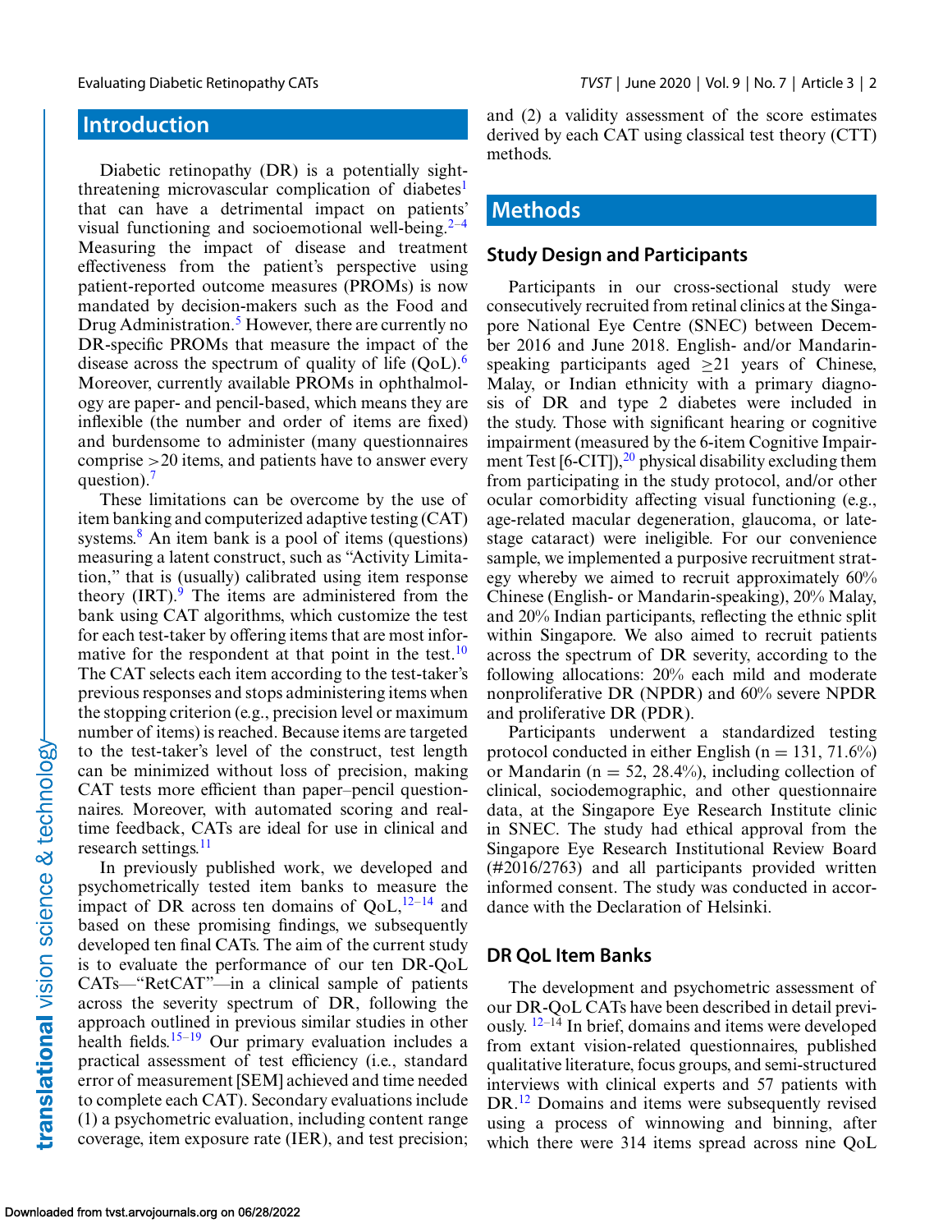## Introduction

Diabetic retinopathy (DR) is a potentially sight-threatening microvascular complication of diabetes[1] that can have a detrimental impact on patients' visual functioning and socioemotional well-being.[2–4] Measuring the impact of disease and treatment effectiveness from the patient's perspective using patient-reported outcome measures (PROMs) is now mandated by decision-makers such as the Food and Drug Administration.[5] However, there are currently no DR-specific PROMs that measure the impact of the disease across the spectrum of quality of life (QoL).[6] Moreover, currently available PROMs in ophthalmology are paper- and pencil-based, which means they are inflexible (the number and order of items are fixed) and burdensome to administer (many questionnaires comprise >20 items, and patients have to answer every question).[7]

These limitations can be overcome by the use of item banking and computerized adaptive testing (CAT) systems.[8] An item bank is a pool of items (questions) measuring a latent construct, such as "Activity Limitation," that is (usually) calibrated using item response theory (IRT).[9] The items are administered from the bank using CAT algorithms, which customize the test for each test-taker by offering items that are most informative for the respondent at that point in the test.[10] The CAT selects each item according to the test-taker's previous responses and stops administering items when the stopping criterion (e.g., precision level or maximum number of items) is reached. Because items are targeted to the test-taker's level of the construct, test length can be minimized without loss of precision, making CAT tests more efficient than paper–pencil questionnaires. Moreover, with automated scoring and real-time feedback, CATs are ideal for use in clinical and research settings.[11]

In previously published work, we developed and psychometrically tested item banks to measure the impact of DR across ten domains of QoL,[12–14] and based on these promising findings, we subsequently developed ten final CATs. The aim of the current study is to evaluate the performance of our ten DR-QoL CATs—"RetCAT"—in a clinical sample of patients across the severity spectrum of DR, following the approach outlined in previous similar studies in other health fields.[15–19] Our primary evaluation includes a practical assessment of test efficiency (i.e., standard error of measurement [SEM] achieved and time needed to complete each CAT). Secondary evaluations include (1) a psychometric evaluation, including content range coverage, item exposure rate (IER), and test precision; and (2) a validity assessment of the score estimates derived by each CAT using classical test theory (CTT) methods.

## Methods

### Study Design and Participants

Participants in our cross-sectional study were consecutively recruited from retinal clinics at the Singapore National Eye Centre (SNEC) between December 2016 and June 2018. English- and/or Mandarin-speaking participants aged ≥21 years of Chinese, Malay, or Indian ethnicity with a primary diagnosis of DR and type 2 diabetes were included in the study. Those with significant hearing or cognitive impairment (measured by the 6-item Cognitive Impairment Test [6-CIT]),[20] physical disability excluding them from participating in the study protocol, and/or other ocular comorbidity affecting visual functioning (e.g., age-related macular degeneration, glaucoma, or late-stage cataract) were ineligible. For our convenience sample, we implemented a purposive recruitment strategy whereby we aimed to recruit approximately 60% Chinese (English- or Mandarin-speaking), 20% Malay, and 20% Indian participants, reflecting the ethnic split within Singapore. We also aimed to recruit patients across the spectrum of DR severity, according to the following allocations: 20% each mild and moderate nonproliferative DR (NPDR) and 60% severe NPDR and proliferative DR (PDR).

Participants underwent a standardized testing protocol conducted in either English (n = 131, 71.6%) or Mandarin (n = 52, 28.4%), including collection of clinical, sociodemographic, and other questionnaire data, at the Singapore Eye Research Institute clinic in SNEC. The study had ethical approval from the Singapore Eye Research Institutional Review Board (#2016/2763) and all participants provided written informed consent. The study was conducted in accordance with the Declaration of Helsinki.

### DR QoL Item Banks

The development and psychometric assessment of our DR-QoL CATs have been described in detail previously.[12–14] In brief, domains and items were developed from extant vision-related questionnaires, published qualitative literature, focus groups, and semi-structured interviews with clinical experts and 57 patients with DR.[12] Domains and items were subsequently revised using a process of winnowing and binning, after which there were 314 items spread across nine QoL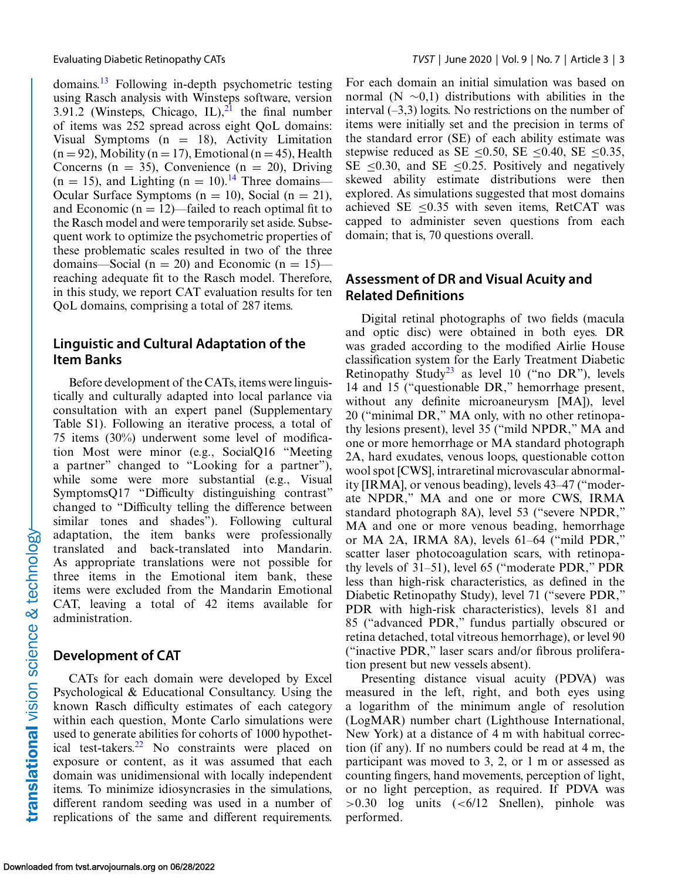domains.[13] Following in-depth psychometric testing using Rasch analysis with Winsteps software, version 3.91.2 (Winsteps, Chicago, IL),[21] the final number of items was 252 spread across eight QoL domains: Visual Symptoms (n = 18), Activity Limitation (n = 92), Mobility (n = 17), Emotional (n = 45), Health Concerns (n = 35), Convenience (n = 20), Driving (n = 15), and Lighting (n = 10).[14] Three domains—Ocular Surface Symptoms (n = 10), Social (n = 21), and Economic (n = 12)—failed to reach optimal fit to the Rasch model and were temporarily set aside. Subsequent work to optimize the psychometric properties of these problematic scales resulted in two of the three domains—Social (n = 20) and Economic (n = 15)—reaching adequate fit to the Rasch model. Therefore, in this study, we report CAT evaluation results for ten QoL domains, comprising a total of 287 items.

## Linguistic and Cultural Adaptation of the Item Banks

Before development of the CATs, items were linguistically and culturally adapted into local parlance via consultation with an expert panel (Supplementary Table S1). Following an iterative process, a total of 75 items (30%) underwent some level of modification Most were minor (e.g., SocialQ16 "Meeting a partner" changed to "Looking for a partner"), while some were more substantial (e.g., Visual SymptomsQ17 "Difficulty distinguishing contrast" changed to "Difficulty telling the difference between similar tones and shades"). Following cultural adaptation, the item banks were professionally translated and back-translated into Mandarin. As appropriate translations were not possible for three items in the Emotional item bank, these items were excluded from the Mandarin Emotional CAT, leaving a total of 42 items available for administration.

## Development of CAT

CATs for each domain were developed by Excel Psychological & Educational Consultancy. Using the known Rasch difficulty estimates of each category within each question, Monte Carlo simulations were used to generate abilities for cohorts of 1000 hypothetical test-takers.[22] No constraints were placed on exposure or content, as it was assumed that each domain was unidimensional with locally independent items. To minimize idiosyncrasies in the simulations, different random seeding was used in a number of replications of the same and different requirements. For each domain an initial simulation was based on normal (N ∼0,1) distributions with abilities in the interval (–3,3) logits. No restrictions on the number of items were initially set and the precision in terms of the standard error (SE) of each ability estimate was stepwise reduced as SE ≤0.50, SE ≤0.40, SE ≤0.35, SE ≤0.30, and SE ≤0.25. Positively and negatively skewed ability estimate distributions were then explored. As simulations suggested that most domains achieved SE ≤0.35 with seven items, RetCAT was capped to administer seven questions from each domain; that is, 70 questions overall.

## Assessment of DR and Visual Acuity and Related Definitions

Digital retinal photographs of two fields (macula and optic disc) were obtained in both eyes. DR was graded according to the modified Airlie House classification system for the Early Treatment Diabetic Retinopathy Study[23] as level 10 ("no DR"), levels 14 and 15 ("questionable DR," hemorrhage present, without any definite microaneurysm [MA]), level 20 ("minimal DR," MA only, with no other retinopathy lesions present), level 35 ("mild NPDR," MA and one or more hemorrhage or MA standard photograph 2A, hard exudates, venous loops, questionable cotton wool spot [CWS], intraretinal microvascular abnormality [IRMA], or venous beading), levels 43–47 ("moderate NPDR," MA and one or more CWS, IRMA standard photograph 8A), level 53 ("severe NPDR," MA and one or more venous beading, hemorrhage or MA 2A, IRMA 8A), levels 61–64 ("mild PDR," scatter laser photocoagulation scars, with retinopathy levels of 31–51), level 65 ("moderate PDR," PDR less than high-risk characteristics, as defined in the Diabetic Retinopathy Study), level 71 ("severe PDR," PDR with high-risk characteristics), levels 81 and 85 ("advanced PDR," fundus partially obscured or retina detached, total vitreous hemorrhage), or level 90 ("inactive PDR," laser scars and/or fibrous proliferation present but new vessels absent).

Presenting distance visual acuity (PDVA) was measured in the left, right, and both eyes using a logarithm of the minimum angle of resolution (LogMAR) number chart (Lighthouse International, New York) at a distance of 4 m with habitual correction (if any). If no numbers could be read at 4 m, the participant was moved to 3, 2, or 1 m or assessed as counting fingers, hand movements, perception of light, or no light perception, as required. If PDVA was >0.30 log units (<6/12 Snellen), pinhole was performed.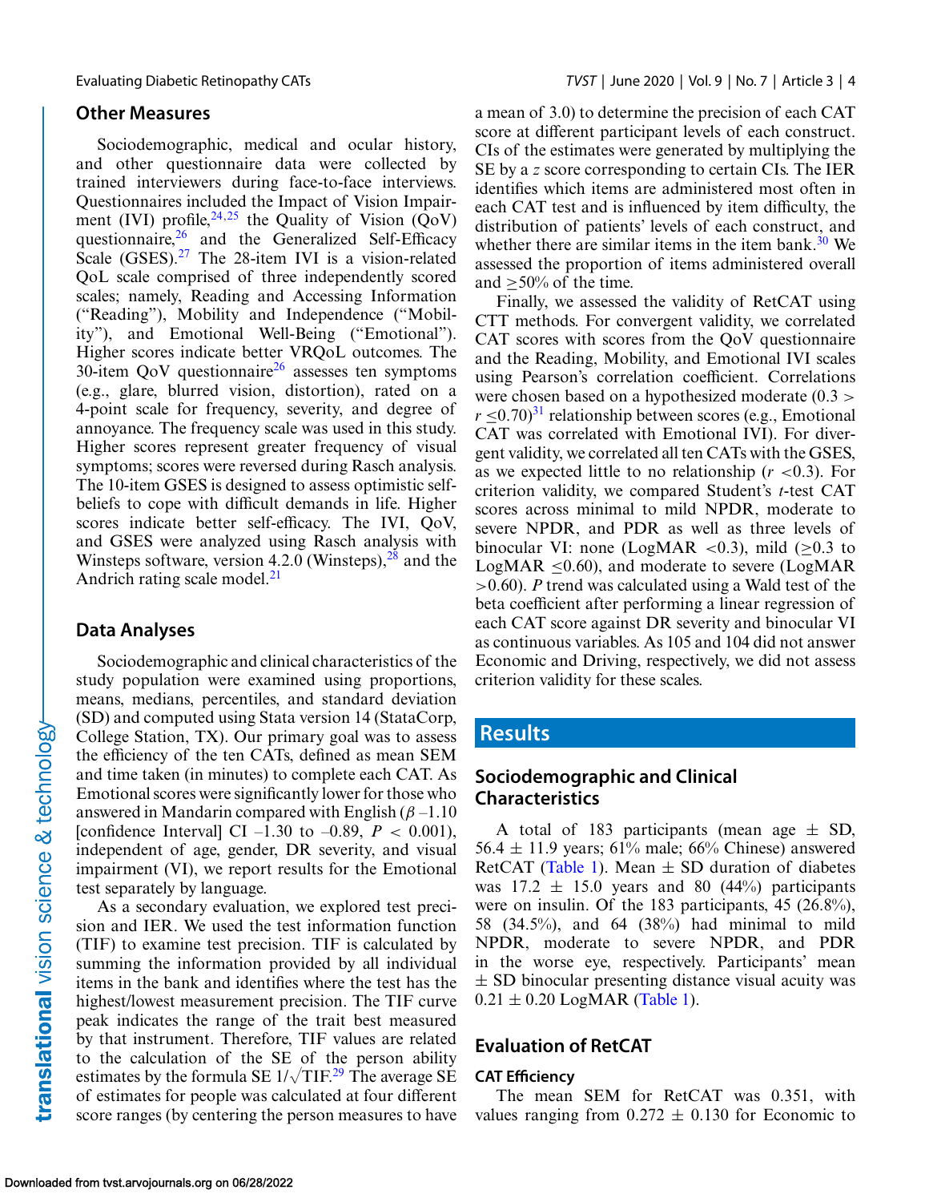## Other Measures

Sociodemographic, medical and ocular history, and other questionnaire data were collected by trained interviewers during face-to-face interviews. Questionnaires included the Impact of Vision Impairment (IVI) profile,[24,25] the Quality of Vision (QoV) questionnaire,[26] and the Generalized Self-Efficacy Scale (GSES).[27] The 28-item IVI is a vision-related QoL scale comprised of three independently scored scales; namely, Reading and Accessing Information ("Reading"), Mobility and Independence ("Mobility"), and Emotional Well-Being ("Emotional"). Higher scores indicate better VRQoL outcomes. The 30-item QoV questionnaire[26] assesses ten symptoms (e.g., glare, blurred vision, distortion), rated on a 4-point scale for frequency, severity, and degree of annoyance. The frequency scale was used in this study. Higher scores represent greater frequency of visual symptoms; scores were reversed during Rasch analysis. The 10-item GSES is designed to assess optimistic self-beliefs to cope with difficult demands in life. Higher scores indicate better self-efficacy. The IVI, QoV, and GSES were analyzed using Rasch analysis with Winsteps software, version 4.2.0 (Winsteps),[28] and the Andrich rating scale model.[21]

## Data Analyses

Sociodemographic and clinical characteristics of the study population were examined using proportions, means, medians, percentiles, and standard deviation (SD) and computed using Stata version 14 (StataCorp, College Station, TX). Our primary goal was to assess the efficiency of the ten CATs, defined as mean SEM and time taken (in minutes) to complete each CAT. As Emotional scores were significantly lower for those who answered in Mandarin compared with English ($\beta$ –1.10 [confidence Interval] CI –1.30 to –0.89, $P < 0.001$), independent of age, gender, DR severity, and visual impairment (VI), we report results for the Emotional test separately by language.

As a secondary evaluation, we explored test precision and IER. We used the test information function (TIF) to examine test precision. TIF is calculated by summing the information provided by all individual items in the bank and identifies where the test has the highest/lowest measurement precision. The TIF curve peak indicates the range of the trait best measured by that instrument. Therefore, TIF values are related to the calculation of the SE of the person ability estimates by the formula SE $1/\sqrt{\text{TIF}}$.[29] The average SE of estimates for people was calculated at four different score ranges (by centering the person measures to have a mean of 3.0) to determine the precision of each CAT score at different participant levels of each construct. CIs of the estimates were generated by multiplying the SE by a $z$ score corresponding to certain CIs. The IER identifies which items are administered most often in each CAT test and is influenced by item difficulty, the distribution of patients' levels of each construct, and whether there are similar items in the item bank.[30] We assessed the proportion of items administered overall and $\geq$50% of the time.

Finally, we assessed the validity of RetCAT using CTT methods. For convergent validity, we correlated CAT scores with scores from the QoV questionnaire and the Reading, Mobility, and Emotional IVI scales using Pearson's correlation coefficient. Correlations were chosen based on a hypothesized moderate ($0.3 > r \leq 0.70$)[31] relationship between scores (e.g., Emotional CAT was correlated with Emotional IVI). For divergent validity, we correlated all ten CATs with the GSES, as we expected little to no relationship ($r < 0.3$). For criterion validity, we compared Student's $t$-test CAT scores across minimal to mild NPDR, moderate to severe NPDR, and PDR as well as three levels of binocular VI: none (LogMAR $<0.3$), mild ($\geq 0.3$ to LogMAR $\leq 0.60$), and moderate to severe (LogMAR $> 0.60$). $P$ trend was calculated using a Wald test of the beta coefficient after performing a linear regression of each CAT score against DR severity and binocular VI as continuous variables. As 105 and 104 did not answer Economic and Driving, respectively, we did not assess criterion validity for these scales.

# Results

## Sociodemographic and Clinical Characteristics

A total of 183 participants (mean age $\pm$ SD, 56.4 $\pm$ 11.9 years; 61% male; 66% Chinese) answered RetCAT (Table 1). Mean $\pm$ SD duration of diabetes was 17.2 $\pm$ 15.0 years and 80 (44%) participants were on insulin. Of the 183 participants, 45 (26.8%), 58 (34.5%), and 64 (38%) had minimal to mild NPDR, moderate to severe NPDR, and PDR in the worse eye, respectively. Participants' mean $\pm$ SD binocular presenting distance visual acuity was 0.21 $\pm$ 0.20 LogMAR (Table 1).

## Evaluation of RetCAT

### CAT Efficiency

The mean SEM for RetCAT was 0.351, with values ranging from 0.272 $\pm$ 0.130 for Economic to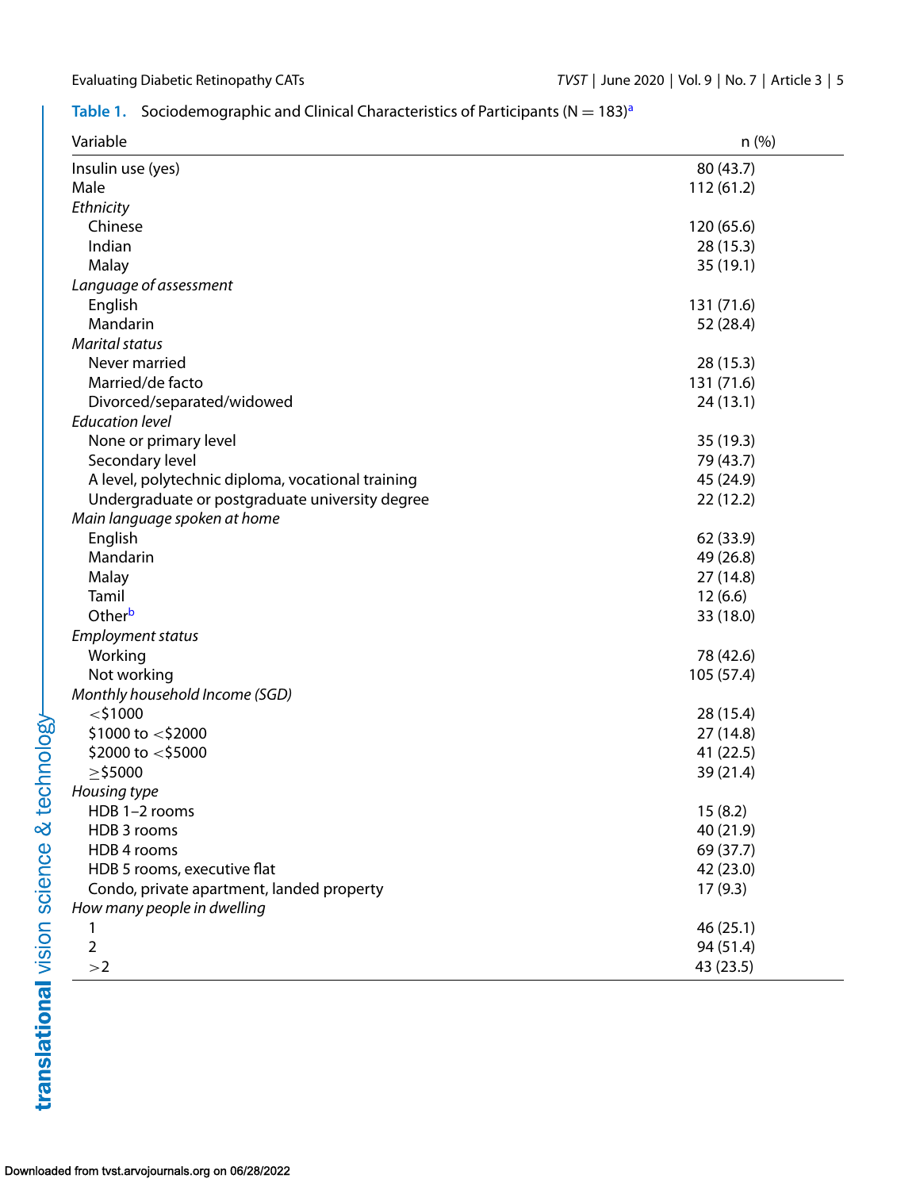**Table 1.** Sociodemographic and Clinical Characteristics of Participants (N = 183)[a]

| Variable | n (%) |
|---|---|
| Insulin use (yes) | 80 (43.7) |
| Male | 112 (61.2) |
| *Ethnicity* | |
| Chinese | 120 (65.6) |
| Indian | 28 (15.3) |
| Malay | 35 (19.1) |
| *Language of assessment* | |
| English | 131 (71.6) |
| Mandarin | 52 (28.4) |
| *Marital status* | |
| Never married | 28 (15.3) |
| Married/de facto | 131 (71.6) |
| Divorced/separated/widowed | 24 (13.1) |
| *Education level* | |
| None or primary level | 35 (19.3) |
| Secondary level | 79 (43.7) |
| A level, polytechnic diploma, vocational training | 45 (24.9) |
| Undergraduate or postgraduate university degree | 22 (12.2) |
| *Main language spoken at home* | |
| English | 62 (33.9) |
| Mandarin | 49 (26.8) |
| Malay | 27 (14.8) |
| Tamil | 12 (6.6) |
| Other[b] | 33 (18.0) |
| *Employment status* | |
| Working | 78 (42.6) |
| Not working | 105 (57.4) |
| *Monthly household Income (SGD)* | |
| <$1000 | 28 (15.4) |
| $1000 to <$2000 | 27 (14.8) |
| $2000 to <$5000 | 41 (22.5) |
| ≥$5000 | 39 (21.4) |
| *Housing type* | |
| HDB 1–2 rooms | 15 (8.2) |
| HDB 3 rooms | 40 (21.9) |
| HDB 4 rooms | 69 (37.7) |
| HDB 5 rooms, executive flat | 42 (23.0) |
| Condo, private apartment, landed property | 17 (9.3) |
| *How many people in dwelling* | |
| 1 | 46 (25.1) |
| 2 | 94 (51.4) |
| >2 | 43 (23.5) |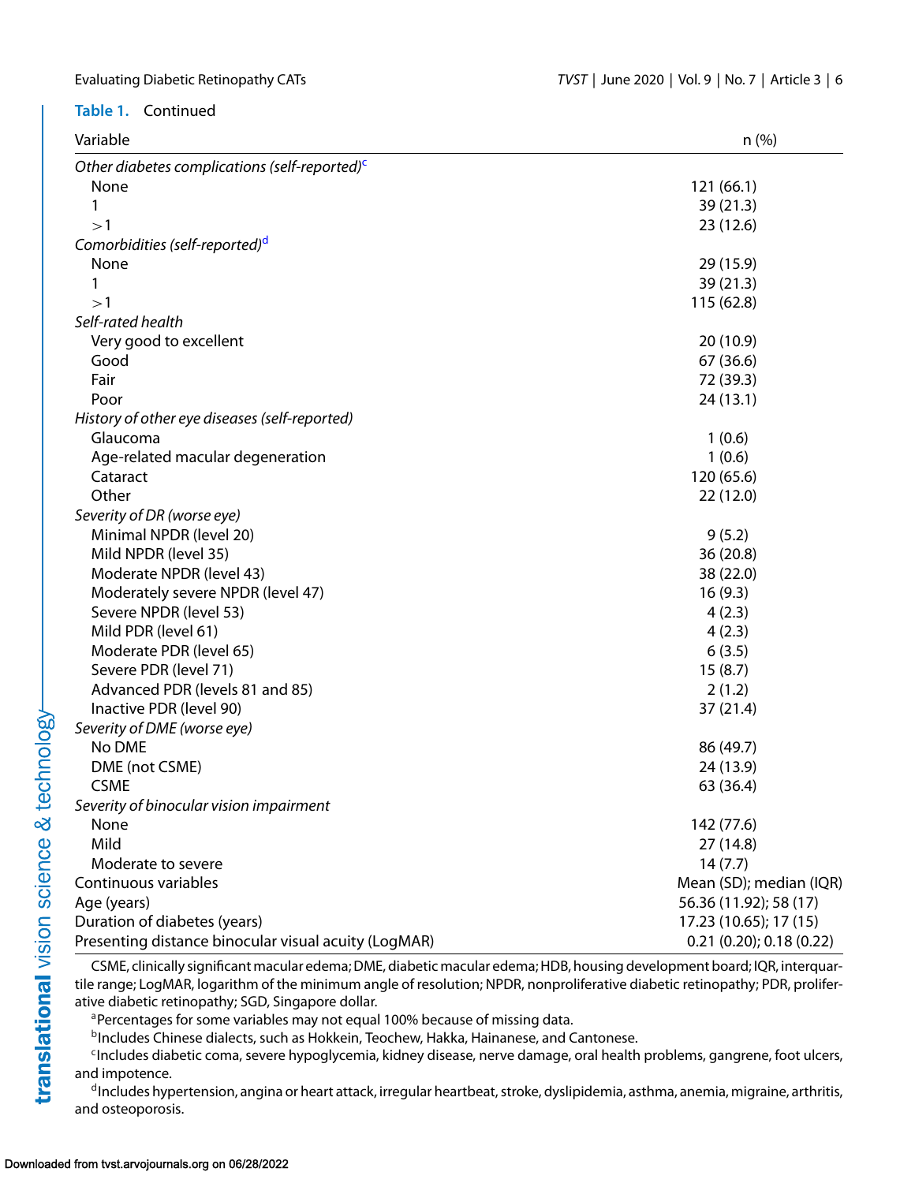**Table 1.** Continued

| Variable | n (%) |
|---|---|
| *Other diabetes complications (self-reported)*[c] | |
| None | 121 (66.1) |
| 1 | 39 (21.3) |
| >1 | 23 (12.6) |
| *Comorbidities (self-reported)*[d] | |
| None | 29 (15.9) |
| 1 | 39 (21.3) |
| >1 | 115 (62.8) |
| *Self-rated health* | |
| Very good to excellent | 20 (10.9) |
| Good | 67 (36.6) |
| Fair | 72 (39.3) |
| Poor | 24 (13.1) |
| *History of other eye diseases (self-reported)* | |
| Glaucoma | 1 (0.6) |
| Age-related macular degeneration | 1 (0.6) |
| Cataract | 120 (65.6) |
| Other | 22 (12.0) |
| *Severity of DR (worse eye)* | |
| Minimal NPDR (level 20) | 9 (5.2) |
| Mild NPDR (level 35) | 36 (20.8) |
| Moderate NPDR (level 43) | 38 (22.0) |
| Moderately severe NPDR (level 47) | 16 (9.3) |
| Severe NPDR (level 53) | 4 (2.3) |
| Mild PDR (level 61) | 4 (2.3) |
| Moderate PDR (level 65) | 6 (3.5) |
| Severe PDR (level 71) | 15 (8.7) |
| Advanced PDR (levels 81 and 85) | 2 (1.2) |
| Inactive PDR (level 90) | 37 (21.4) |
| *Severity of DME (worse eye)* | |
| No DME | 86 (49.7) |
| DME (not CSME) | 24 (13.9) |
| CSME | 63 (36.4) |
| *Severity of binocular vision impairment* | |
| None | 142 (77.6) |
| Mild | 27 (14.8) |
| Moderate to severe | 14 (7.7) |
| Continuous variables | Mean (SD); median (IQR) |
| Age (years) | 56.36 (11.92); 58 (17) |
| Duration of diabetes (years) | 17.23 (10.65); 17 (15) |
| Presenting distance binocular visual acuity (LogMAR) | 0.21 (0.20); 0.18 (0.22) |

CSME, clinically significant macular edema; DME, diabetic macular edema; HDB, housing development board; IQR, interquartile range; LogMAR, logarithm of the minimum angle of resolution; NPDR, nonproliferative diabetic retinopathy; PDR, proliferative diabetic retinopathy; SGD, Singapore dollar.

[a]Percentages for some variables may not equal 100% because of missing data.

[b]Includes Chinese dialects, such as Hokkein, Teochew, Hakka, Hainanese, and Cantonese.

[c]Includes diabetic coma, severe hypoglycemia, kidney disease, nerve damage, oral health problems, gangrene, foot ulcers, and impotence.

[d]Includes hypertension, angina or heart attack, irregular heartbeat, stroke, dyslipidemia, asthma, anemia, migraine, arthritis, and osteoporosis.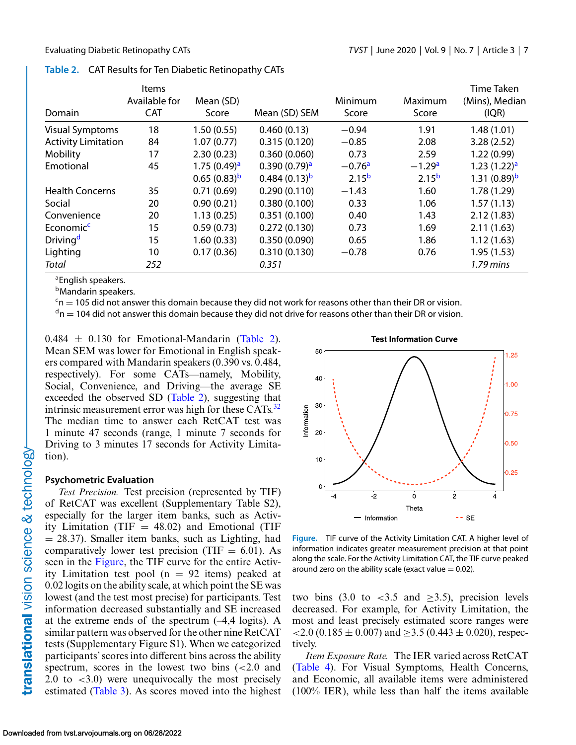Table 2. CAT Results for Ten Diabetic Retinopathy CATs

| Domain | Items Available for CAT | Mean (SD) Score | Mean (SD) SEM | Minimum Score | Maximum Score | Time Taken (Mins), Median (IQR) |
|---|---|---|---|---|---|---|
| Visual Symptoms | 18 | 1.50 (0.55) | 0.460 (0.13) | −0.94 | 1.91 | 1.48 (1.01) |
| Activity Limitation | 84 | 1.07 (0.77) | 0.315 (0.120) | −0.85 | 2.08 | 3.28 (2.52) |
| Mobility | 17 | 2.30 (0.23) | 0.360 (0.060) | 0.73 | 2.59 | 1.22 (0.99) |
| Emotional | 45 | 1.75 (0.49)[a] | 0.390 (0.79)[a] | −0.76[a] | −1.29[a] | 1.23 (1.22)[a] |
| | | 0.65 (0.83)[b] | 0.484 (0.13)[b] | 2.15[b] | 2.15[b] | 1.31 (0.89)[b] |
| Health Concerns | 35 | 0.71 (0.69) | 0.290 (0.110) | −1.43 | 1.60 | 1.78 (1.29) |
| Social | 20 | 0.90 (0.21) | 0.380 (0.100) | 0.33 | 1.06 | 1.57 (1.13) |
| Convenience | 20 | 1.13 (0.25) | 0.351 (0.100) | 0.40 | 1.43 | 2.12 (1.83) |
| Economic[c] | 15 | 0.59 (0.73) | 0.272 (0.130) | 0.73 | 1.69 | 2.11 (1.63) |
| Driving[d] | 15 | 1.60 (0.33) | 0.350 (0.090) | 0.65 | 1.86 | 1.12 (1.63) |
| Lighting | 10 | 0.17 (0.36) | 0.310 (0.130) | −0.78 | 0.76 | 1.95 (1.53) |
| *Total* | *252* | | *0.351* | | | *1.79 mins* |

[a]English speakers.
[b]Mandarin speakers.
[c]n = 105 did not answer this domain because they did not work for reasons other than their DR or vision.
[d]n = 104 did not answer this domain because they did not drive for reasons other than their DR or vision.

0.484 ± 0.130 for Emotional-Mandarin (Table 2). Mean SEM was lower for Emotional in English speakers compared with Mandarin speakers (0.390 vs. 0.484, respectively). For some CATs—namely, Mobility, Social, Convenience, and Driving—the average SE exceeded the observed SD (Table 2), suggesting that intrinsic measurement error was high for these CATs.[32] The median time to answer each RetCAT test was 1 minute 47 seconds (range, 1 minute 7 seconds for Driving to 3 minutes 17 seconds for Activity Limitation).

### Psychometric Evaluation

*Test Precision.* Test precision (represented by TIF) of RetCAT was excellent (Supplementary Table S2), especially for the larger item banks, such as Activity Limitation (TIF = 48.02) and Emotional (TIF = 28.37). Smaller item banks, such as Lighting, had comparatively lower test precision (TIF = 6.01). As seen in the Figure, the TIF curve for the entire Activity Limitation test pool (n = 92 items) peaked at 0.02 logits on the ability scale, at which point the SE was lowest (and the test most precise) for participants. Test information decreased substantially and SE increased at the extreme ends of the spectrum (–4,4 logits). A similar pattern was observed for the other nine RetCAT tests (Supplementary Figure S1). When we categorized participants' scores into different bins across the ability spectrum, scores in the lowest two bins (<2.0 and 2.0 to <3.0) were unequivocally the most precisely estimated (Table 3). As scores moved into the highest two bins (3.0 to <3.5 and ≥3.5), precision levels decreased. For example, for Activity Limitation, the most and least precisely estimated score ranges were <2.0 (0.185 ± 0.007) and ≥3.5 (0.443 ± 0.020), respectively.

Figure. TIF curve of the Activity Limitation CAT. A higher level of information indicates greater measurement precision at that point along the scale. For the Activity Limitation CAT, the TIF curve peaked around zero on the ability scale (exact value = 0.02).

*Item Exposure Rate.* The IER varied across RetCAT (Table 4). For Visual Symptoms, Health Concerns, and Economic, all available items were administered (100% IER), while less than half the items available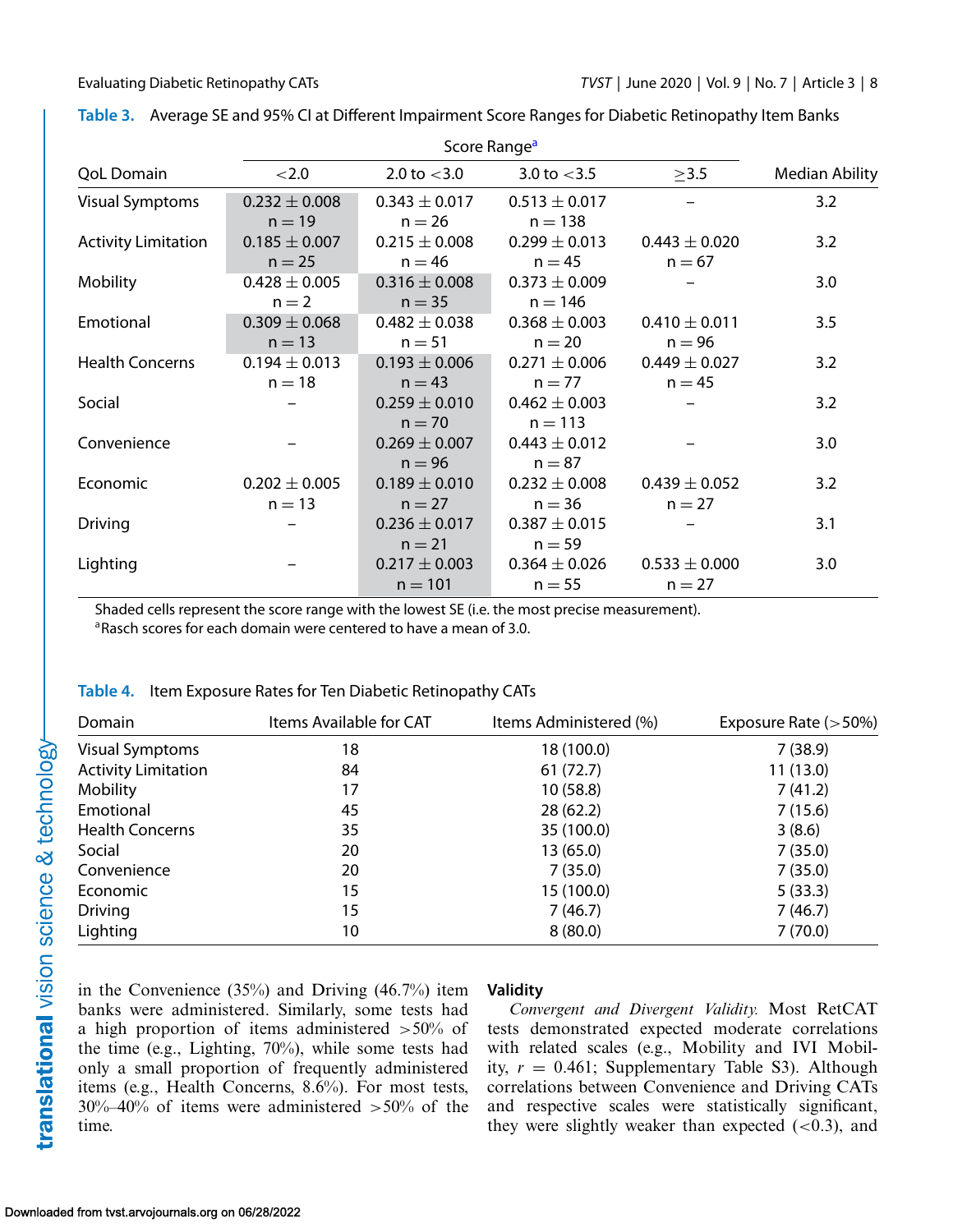**Table 3.** Average SE and 95% CI at Different Impairment Score Ranges for Diabetic Retinopathy Item Banks

| QoL Domain | Score Range[a] | | | | Median Ability |
|---|---|---|---|---|---|
| | <2.0 | 2.0 to <3.0 | 3.0 to <3.5 | ≥3.5 | |
| Visual Symptoms | 0.232 ± 0.008 n = 19 | 0.343 ± 0.017 n = 26 | 0.513 ± 0.017 n = 138 | – | 3.2 |
| Activity Limitation | 0.185 ± 0.007 n = 25 | 0.215 ± 0.008 n = 46 | 0.299 ± 0.013 n = 45 | 0.443 ± 0.020 n = 67 | 3.2 |
| Mobility | 0.428 ± 0.005 n = 2 | 0.316 ± 0.008 n = 35 | 0.373 ± 0.009 n = 146 | – | 3.0 |
| Emotional | 0.309 ± 0.068 n = 13 | 0.482 ± 0.038 n = 51 | 0.368 ± 0.003 n = 20 | 0.410 ± 0.011 n = 96 | 3.5 |
| Health Concerns | 0.194 ± 0.013 n = 18 | 0.193 ± 0.006 n = 43 | 0.271 ± 0.006 n = 77 | 0.449 ± 0.027 n = 45 | 3.2 |
| Social | – | 0.259 ± 0.010 n = 70 | 0.462 ± 0.003 n = 113 | – | 3.2 |
| Convenience | – | 0.269 ± 0.007 n = 96 | 0.443 ± 0.012 n = 87 | – | 3.0 |
| Economic | 0.202 ± 0.005 n = 13 | 0.189 ± 0.010 n = 27 | 0.232 ± 0.008 n = 36 | 0.439 ± 0.052 n = 27 | 3.2 |
| Driving | – | 0.236 ± 0.017 n = 21 | 0.387 ± 0.015 n = 59 | – | 3.1 |
| Lighting | – | 0.217 ± 0.003 n = 101 | 0.364 ± 0.026 n = 55 | 0.533 ± 0.000 n = 27 | 3.0 |

Shaded cells represent the score range with the lowest SE (i.e. the most precise measurement).
[a]Rasch scores for each domain were centered to have a mean of 3.0.

**Table 4.** Item Exposure Rates for Ten Diabetic Retinopathy CATs

| Domain | Items Available for CAT | Items Administered (%) | Exposure Rate (>50%) |
|---|---|---|---|
| Visual Symptoms | 18 | 18 (100.0) | 7 (38.9) |
| Activity Limitation | 84 | 61 (72.7) | 11 (13.0) |
| Mobility | 17 | 10 (58.8) | 7 (41.2) |
| Emotional | 45 | 28 (62.2) | 7 (15.6) |
| Health Concerns | 35 | 35 (100.0) | 3 (8.6) |
| Social | 20 | 13 (65.0) | 7 (35.0) |
| Convenience | 20 | 7 (35.0) | 7 (35.0) |
| Economic | 15 | 15 (100.0) | 5 (33.3) |
| Driving | 15 | 7 (46.7) | 7 (46.7) |
| Lighting | 10 | 8 (80.0) | 7 (70.0) |

in the Convenience (35%) and Driving (46.7%) item banks were administered. Similarly, some tests had a high proportion of items administered >50% of the time (e.g., Lighting, 70%), while some tests had only a small proportion of frequently administered items (e.g., Health Concerns, 8.6%). For most tests, 30%–40% of items were administered >50% of the time.

### Validity

*Convergent and Divergent Validity.* Most RetCAT tests demonstrated expected moderate correlations with related scales (e.g., Mobility and IVI Mobility, $r = 0.461$; Supplementary Table S3). Although correlations between Convenience and Driving CATs and respective scales were statistically significant, they were slightly weaker than expected (<0.3), and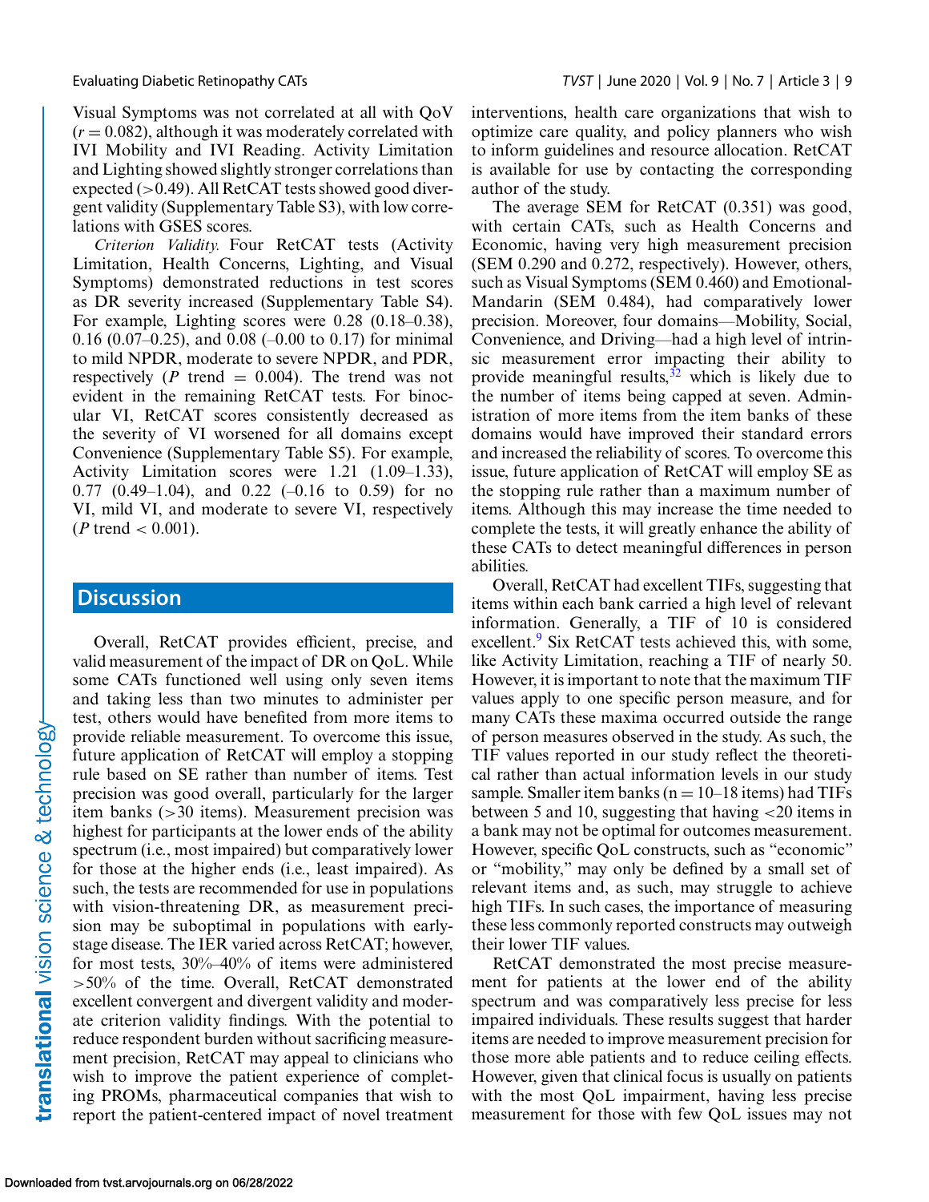Visual Symptoms was not correlated at all with QoV ($r = 0.082$), although it was moderately correlated with IVI Mobility and IVI Reading. Activity Limitation and Lighting showed slightly stronger correlations than expected (>0.49). All RetCAT tests showed good divergent validity (Supplementary Table S3), with low correlations with GSES scores.

*Criterion Validity.* Four RetCAT tests (Activity Limitation, Health Concerns, Lighting, and Visual Symptoms) demonstrated reductions in test scores as DR severity increased (Supplementary Table S4). For example, Lighting scores were 0.28 (0.18–0.38), 0.16 (0.07–0.25), and 0.08 (–0.00 to 0.17) for minimal to mild NPDR, moderate to severe NPDR, and PDR, respectively ($P$ trend = 0.004). The trend was not evident in the remaining RetCAT tests. For binocular VI, RetCAT scores consistently decreased as the severity of VI worsened for all domains except Convenience (Supplementary Table S5). For example, Activity Limitation scores were 1.21 (1.09–1.33), 0.77 (0.49–1.04), and 0.22 (–0.16 to 0.59) for no VI, mild VI, and moderate to severe VI, respectively ($P$ trend < 0.001).

## Discussion

Overall, RetCAT provides efficient, precise, and valid measurement of the impact of DR on QoL. While some CATs functioned well using only seven items and taking less than two minutes to administer per test, others would have benefited from more items to provide reliable measurement. To overcome this issue, future application of RetCAT will employ a stopping rule based on SE rather than number of items. Test precision was good overall, particularly for the larger item banks (>30 items). Measurement precision was highest for participants at the lower ends of the ability spectrum (i.e., most impaired) but comparatively lower for those at the higher ends (i.e., least impaired). As such, the tests are recommended for use in populations with vision-threatening DR, as measurement precision may be suboptimal in populations with early-stage disease. The IER varied across RetCAT; however, for most tests, 30%–40% of items were administered >50% of the time. Overall, RetCAT demonstrated excellent convergent and divergent validity and moderate criterion validity findings. With the potential to reduce respondent burden without sacrificing measurement precision, RetCAT may appeal to clinicians who wish to improve the patient experience of completing PROMs, pharmaceutical companies that wish to report the patient-centered impact of novel treatment interventions, health care organizations that wish to optimize care quality, and policy planners who wish to inform guidelines and resource allocation. RetCAT is available for use by contacting the corresponding author of the study.

The average SEM for RetCAT (0.351) was good, with certain CATs, such as Health Concerns and Economic, having very high measurement precision (SEM 0.290 and 0.272, respectively). However, others, such as Visual Symptoms (SEM 0.460) and Emotional-Mandarin (SEM 0.484), had comparatively lower precision. Moreover, four domains—Mobility, Social, Convenience, and Driving—had a high level of intrinsic measurement error impacting their ability to provide meaningful results,[32] which is likely due to the number of items being capped at seven. Administration of more items from the item banks of these domains would have improved their standard errors and increased the reliability of scores. To overcome this issue, future application of RetCAT will employ SE as the stopping rule rather than a maximum number of items. Although this may increase the time needed to complete the tests, it will greatly enhance the ability of these CATs to detect meaningful differences in person abilities.

Overall, RetCAT had excellent TIFs, suggesting that items within each bank carried a high level of relevant information. Generally, a TIF of 10 is considered excellent.[9] Six RetCAT tests achieved this, with some, like Activity Limitation, reaching a TIF of nearly 50. However, it is important to note that the maximum TIF values apply to one specific person measure, and for many CATs these maxima occurred outside the range of person measures observed in the study. As such, the TIF values reported in our study reflect the theoretical rather than actual information levels in our study sample. Smaller item banks (n = 10–18 items) had TIFs between 5 and 10, suggesting that having <20 items in a bank may not be optimal for outcomes measurement. However, specific QoL constructs, such as "economic" or "mobility," may only be defined by a small set of relevant items and, as such, may struggle to achieve high TIFs. In such cases, the importance of measuring these less commonly reported constructs may outweigh their lower TIF values.

RetCAT demonstrated the most precise measurement for patients at the lower end of the ability spectrum and was comparatively less precise for less impaired individuals. These results suggest that harder items are needed to improve measurement precision for those more able patients and to reduce ceiling effects. However, given that clinical focus is usually on patients with the most QoL impairment, having less precise measurement for those with few QoL issues may not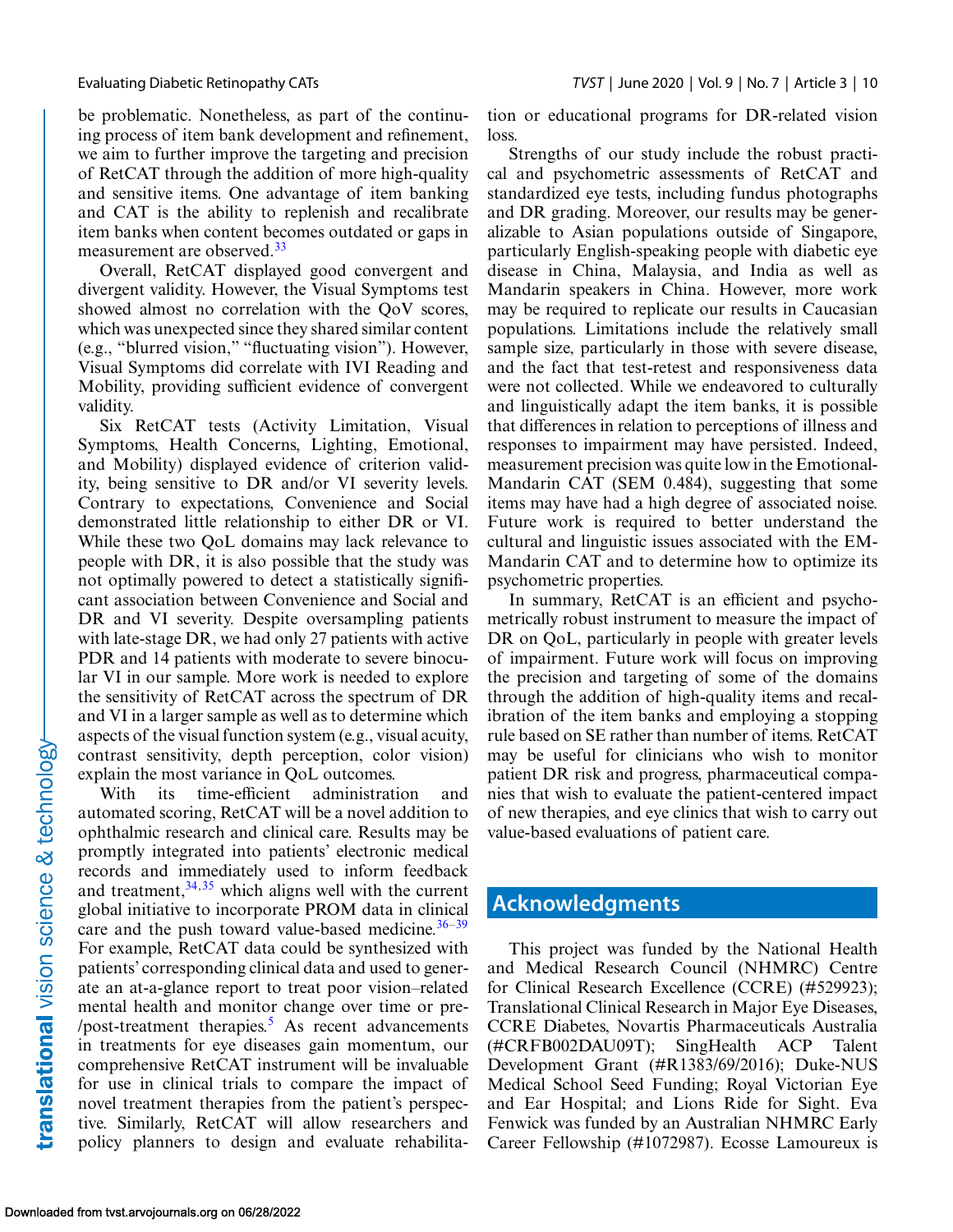be problematic. Nonetheless, as part of the continuing process of item bank development and refinement, we aim to further improve the targeting and precision of RetCAT through the addition of more high-quality and sensitive items. One advantage of item banking and CAT is the ability to replenish and recalibrate item banks when content becomes outdated or gaps in measurement are observed.[33]

Overall, RetCAT displayed good convergent and divergent validity. However, the Visual Symptoms test showed almost no correlation with the QoV scores, which was unexpected since they shared similar content (e.g., "blurred vision," "fluctuating vision"). However, Visual Symptoms did correlate with IVI Reading and Mobility, providing sufficient evidence of convergent validity.

Six RetCAT tests (Activity Limitation, Visual Symptoms, Health Concerns, Lighting, Emotional, and Mobility) displayed evidence of criterion validity, being sensitive to DR and/or VI severity levels. Contrary to expectations, Convenience and Social demonstrated little relationship to either DR or VI. While these two QoL domains may lack relevance to people with DR, it is also possible that the study was not optimally powered to detect a statistically significant association between Convenience and Social and DR and VI severity. Despite oversampling patients with late-stage DR, we had only 27 patients with active PDR and 14 patients with moderate to severe binocular VI in our sample. More work is needed to explore the sensitivity of RetCAT across the spectrum of DR and VI in a larger sample as well as to determine which aspects of the visual function system (e.g., visual acuity, contrast sensitivity, depth perception, color vision) explain the most variance in QoL outcomes.

With its time-efficient administration and automated scoring, RetCAT will be a novel addition to ophthalmic research and clinical care. Results may be promptly integrated into patients' electronic medical records and immediately used to inform feedback and treatment,[34,35] which aligns well with the current global initiative to incorporate PROM data in clinical care and the push toward value-based medicine.[36–39] For example, RetCAT data could be synthesized with patients' corresponding clinical data and used to generate an at-a-glance report to treat poor vision–related mental health and monitor change over time or pre-/post-treatment therapies.[5] As recent advancements in treatments for eye diseases gain momentum, our comprehensive RetCAT instrument will be invaluable for use in clinical trials to compare the impact of novel treatment therapies from the patient's perspective. Similarly, RetCAT will allow researchers and policy planners to design and evaluate rehabilitation or educational programs for DR-related vision loss.

Strengths of our study include the robust practical and psychometric assessments of RetCAT and standardized eye tests, including fundus photographs and DR grading. Moreover, our results may be generalizable to Asian populations outside of Singapore, particularly English-speaking people with diabetic eye disease in China, Malaysia, and India as well as Mandarin speakers in China. However, more work may be required to replicate our results in Caucasian populations. Limitations include the relatively small sample size, particularly in those with severe disease, and the fact that test-retest and responsiveness data were not collected. While we endeavored to culturally and linguistically adapt the item banks, it is possible that differences in relation to perceptions of illness and responses to impairment may have persisted. Indeed, measurement precision was quite low in the Emotional-Mandarin CAT (SEM 0.484), suggesting that some items may have had a high degree of associated noise. Future work is required to better understand the cultural and linguistic issues associated with the EM-Mandarin CAT and to determine how to optimize its psychometric properties.

In summary, RetCAT is an efficient and psychometrically robust instrument to measure the impact of DR on QoL, particularly in people with greater levels of impairment. Future work will focus on improving the precision and targeting of some of the domains through the addition of high-quality items and recalibration of the item banks and employing a stopping rule based on SE rather than number of items. RetCAT may be useful for clinicians who wish to monitor patient DR risk and progress, pharmaceutical companies that wish to evaluate the patient-centered impact of new therapies, and eye clinics that wish to carry out value-based evaluations of patient care.

## Acknowledgments

This project was funded by the National Health and Medical Research Council (NHMRC) Centre for Clinical Research Excellence (CCRE) (#529923); Translational Clinical Research in Major Eye Diseases, CCRE Diabetes, Novartis Pharmaceuticals Australia (#CRFB002DAU09T); SingHealth ACP Talent Development Grant (#R1383/69/2016); Duke-NUS Medical School Seed Funding; Royal Victorian Eye and Ear Hospital; and Lions Ride for Sight. Eva Fenwick was funded by an Australian NHMRC Early Career Fellowship (#1072987). Ecosse Lamoureux is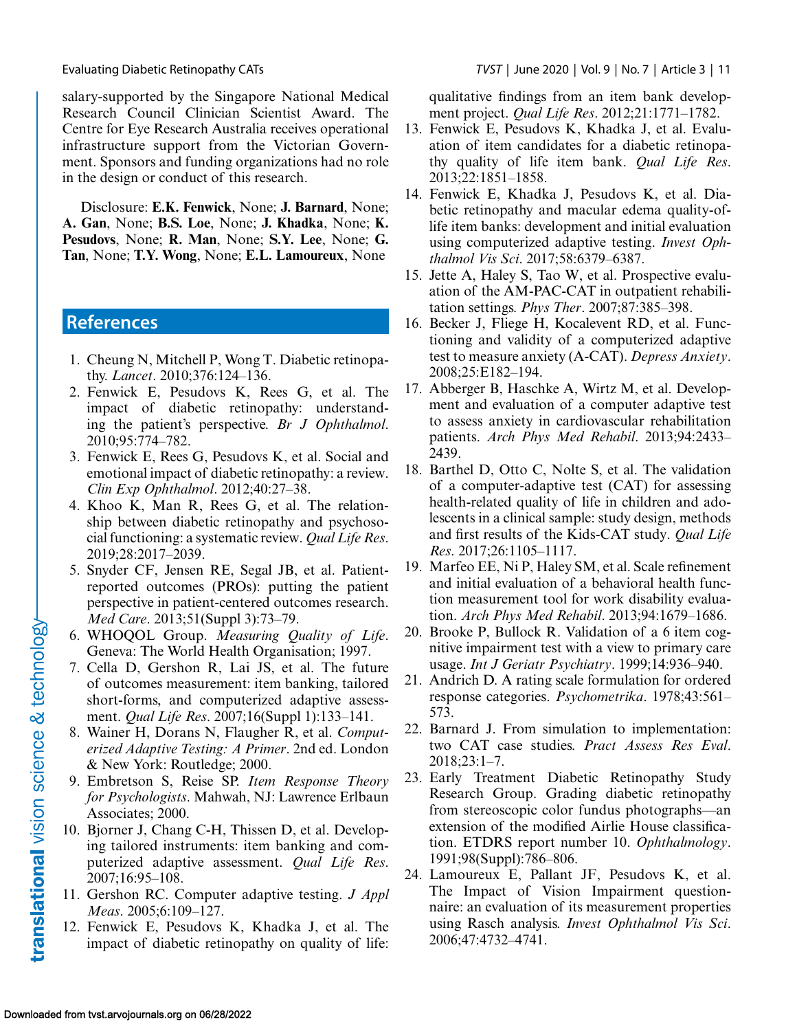salary-supported by the Singapore National Medical Research Council Clinician Scientist Award. The Centre for Eye Research Australia receives operational infrastructure support from the Victorian Government. Sponsors and funding organizations had no role in the design or conduct of this research.

Disclosure: **E.K. Fenwick**, None; **J. Barnard**, None; **A. Gan**, None; **B.S. Loe**, None; **J. Khadka**, None; **K. Pesudovs**, None; **R. Man**, None; **S.Y. Lee**, None; **G. Tan**, None; **T.Y. Wong**, None; **E.L. Lamoureux**, None

## References

1. Cheung N, Mitchell P, Wong T. Diabetic retinopathy. *Lancet*. 2010;376:124–136.
2. Fenwick E, Pesudovs K, Rees G, et al. The impact of diabetic retinopathy: understanding the patient's perspective. *Br J Ophthalmol*. 2010;95:774–782.
3. Fenwick E, Rees G, Pesudovs K, et al. Social and emotional impact of diabetic retinopathy: a review. *Clin Exp Ophthalmol*. 2012;40:27–38.
4. Khoo K, Man R, Rees G, et al. The relationship between diabetic retinopathy and psychosocial functioning: a systematic review. *Qual Life Res*. 2019;28:2017–2039.
5. Snyder CF, Jensen RE, Segal JB, et al. Patient-reported outcomes (PROs): putting the patient perspective in patient-centered outcomes research. *Med Care*. 2013;51(Suppl 3):73–79.
6. WHOQOL Group. *Measuring Quality of Life*. Geneva: The World Health Organisation; 1997.
7. Cella D, Gershon R, Lai JS, et al. The future of outcomes measurement: item banking, tailored short-forms, and computerized adaptive assessment. *Qual Life Res*. 2007;16(Suppl 1):133–141.
8. Wainer H, Dorans N, Flaugher R, et al. *Computerized Adaptive Testing: A Primer*. 2nd ed. London & New York: Routledge; 2000.
9. Embretson S, Reise SP. *Item Response Theory for Psychologists*. Mahwah, NJ: Lawrence Erlbaun Associates; 2000.
10. Bjorner J, Chang C-H, Thissen D, et al. Developing tailored instruments: item banking and computerized adaptive assessment. *Qual Life Res*. 2007;16:95–108.
11. Gershon RC. Computer adaptive testing. *J Appl Meas*. 2005;6:109–127.
12. Fenwick E, Pesudovs K, Khadka J, et al. The impact of diabetic retinopathy on quality of life: qualitative findings from an item bank development project. *Qual Life Res*. 2012;21:1771–1782.
13. Fenwick E, Pesudovs K, Khadka J, et al. Evaluation of item candidates for a diabetic retinopathy quality of life item bank. *Qual Life Res*. 2013;22:1851–1858.
14. Fenwick E, Khadka J, Pesudovs K, et al. Diabetic retinopathy and macular edema quality-of-life item banks: development and initial evaluation using computerized adaptive testing. *Invest Ophthalmol Vis Sci*. 2017;58:6379–6387.
15. Jette A, Haley S, Tao W, et al. Prospective evaluation of the AM-PAC-CAT in outpatient rehabilitation settings. *Phys Ther*. 2007;87:385–398.
16. Becker J, Fliege H, Kocalevent RD, et al. Functioning and validity of a computerized adaptive test to measure anxiety (A-CAT). *Depress Anxiety*. 2008;25:E182–194.
17. Abberger B, Haschke A, Wirtz M, et al. Development and evaluation of a computer adaptive test to assess anxiety in cardiovascular rehabilitation patients. *Arch Phys Med Rehabil*. 2013;94:2433–2439.
18. Barthel D, Otto C, Nolte S, et al. The validation of a computer-adaptive test (CAT) for assessing health-related quality of life in children and adolescents in a clinical sample: study design, methods and first results of the Kids-CAT study. *Qual Life Res*. 2017;26:1105–1117.
19. Marfeo EE, Ni P, Haley SM, et al. Scale refinement and initial evaluation of a behavioral health function measurement tool for work disability evaluation. *Arch Phys Med Rehabil*. 2013;94:1679–1686.
20. Brooke P, Bullock R. Validation of a 6 item cognitive impairment test with a view to primary care usage. *Int J Geriatr Psychiatry*. 1999;14:936–940.
21. Andrich D. A rating scale formulation for ordered response categories. *Psychometrika*. 1978;43:561–573.
22. Barnard J. From simulation to implementation: two CAT case studies. *Pract Assess Res Eval*. 2018;23:1–7.
23. Early Treatment Diabetic Retinopathy Study Research Group. Grading diabetic retinopathy from stereoscopic color fundus photographs—an extension of the modified Airlie House classification. ETDRS report number 10. *Ophthalmology*. 1991;98(Suppl):786–806.
24. Lamoureux E, Pallant JF, Pesudovs K, et al. The Impact of Vision Impairment questionnaire: an evaluation of its measurement properties using Rasch analysis. *Invest Ophthalmol Vis Sci*. 2006;47:4732–4741.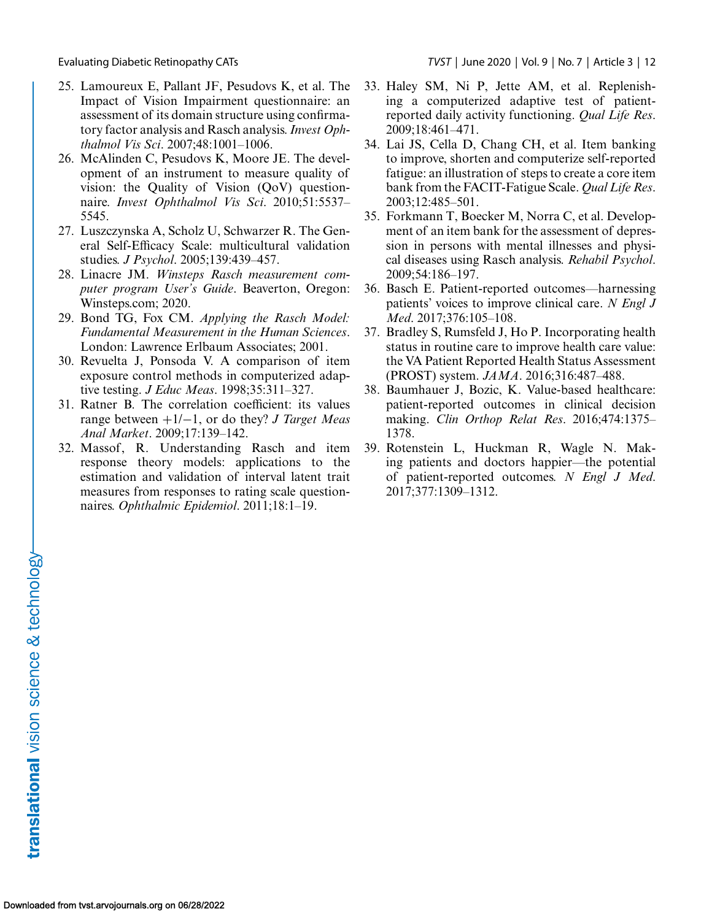25. Lamoureux E, Pallant JF, Pesudovs K, et al. The Impact of Vision Impairment questionnaire: an assessment of its domain structure using confirmatory factor analysis and Rasch analysis. *Invest Ophthalmol Vis Sci*. 2007;48:1001–1006.
26. McAlinden C, Pesudovs K, Moore JE. The development of an instrument to measure quality of vision: the Quality of Vision (QoV) questionnaire. *Invest Ophthalmol Vis Sci*. 2010;51:5537–5545.
27. Luszczynska A, Scholz U, Schwarzer R. The General Self-Efficacy Scale: multicultural validation studies. *J Psychol*. 2005;139:439–457.
28. Linacre JM. *Winsteps Rasch measurement computer program User's Guide*. Beaverton, Oregon: Winsteps.com; 2020.
29. Bond TG, Fox CM. *Applying the Rasch Model: Fundamental Measurement in the Human Sciences*. London: Lawrence Erlbaum Associates; 2001.
30. Revuelta J, Ponsoda V. A comparison of item exposure control methods in computerized adaptive testing. *J Educ Meas*. 1998;35:311–327.
31. Ratner B. The correlation coefficient: its values range between +1/−1, or do they? *J Target Meas Anal Market*. 2009;17:139–142.
32. Massof, R. Understanding Rasch and item response theory models: applications to the estimation and validation of interval latent trait measures from responses to rating scale questionnaires. *Ophthalmic Epidemiol*. 2011;18:1–19.
33. Haley SM, Ni P, Jette AM, et al. Replenishing a computerized adaptive test of patient-reported daily activity functioning. *Qual Life Res*. 2009;18:461–471.
34. Lai JS, Cella D, Chang CH, et al. Item banking to improve, shorten and computerize self-reported fatigue: an illustration of steps to create a core item bank from the FACIT-Fatigue Scale. *Qual Life Res*. 2003;12:485–501.
35. Forkmann T, Boecker M, Norra C, et al. Development of an item bank for the assessment of depression in persons with mental illnesses and physical diseases using Rasch analysis. *Rehabil Psychol*. 2009;54:186–197.
36. Basch E. Patient-reported outcomes—harnessing patients' voices to improve clinical care. *N Engl J Med*. 2017;376:105–108.
37. Bradley S, Rumsfeld J, Ho P. Incorporating health status in routine care to improve health care value: the VA Patient Reported Health Status Assessment (PROST) system. *JAMA*. 2016;316:487–488.
38. Baumhauer J, Bozic, K. Value-based healthcare: patient-reported outcomes in clinical decision making. *Clin Orthop Relat Res*. 2016;474:1375–1378.
39. Rotenstein L, Huckman R, Wagle N. Making patients and doctors happier—the potential of patient-reported outcomes. *N Engl J Med*. 2017;377:1309–1312.